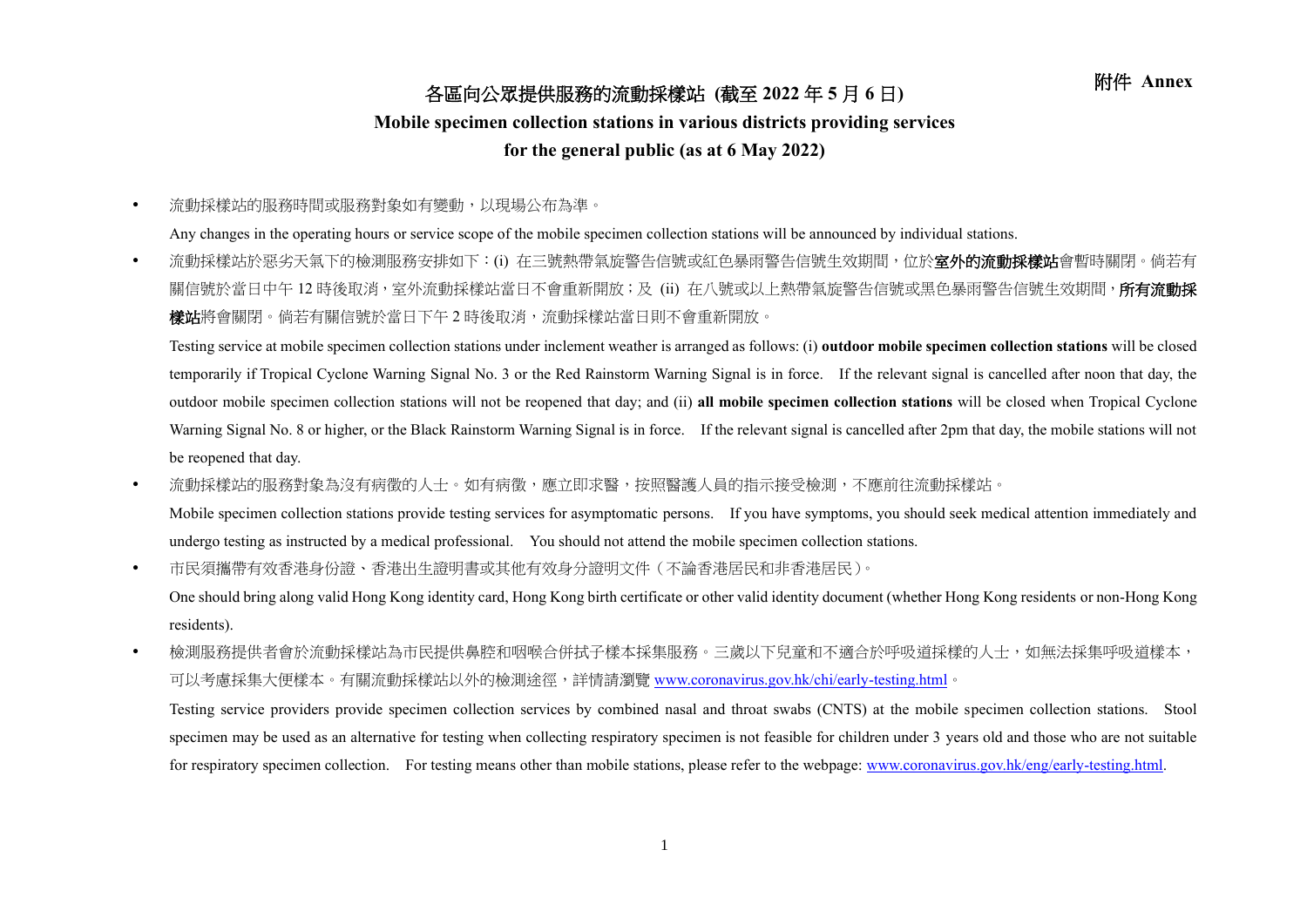附件 Annex

# 各區向公眾提供服務的流動採樣站 (截至 2022 年 5 月 6 日)

# Mobile specimen collection stations in various districts providing services for the general public (as at 6 May 2022)

- 流動採樣站的服務時間或服務對象如有變動，以現場公布為準。

  Any changes in the operating hours or service scope of the mobile specimen collection stations will be announced by individual stations.

- 流動採樣站於惡劣天氣下的檢測服務安排如下：(i) 在三號熱帶氣旋警告信號或紅色暴雨警告信號生效期間，位於**室外的流動採樣站**會暫時關閉。倘若有關信號於當日中午 12 時後取消，室外流動採樣站當日不會重新開放；及 (ii) 在八號或以上熱帶氣旋警告信號或黑色暴雨警告信號生效期間，**所有流動採樣站**將會關閉。倘若有關信號於當日下午 2 時後取消，流動採樣站當日則不會重新開放。

  Testing service at mobile specimen collection stations under inclement weather is arranged as follows: (i) **outdoor mobile specimen collection stations** will be closed temporarily if Tropical Cyclone Warning Signal No. 3 or the Red Rainstorm Warning Signal is in force. If the relevant signal is cancelled after noon that day, the outdoor mobile specimen collection stations will not be reopened that day; and (ii) **all mobile specimen collection stations** will be closed when Tropical Cyclone Warning Signal No. 8 or higher, or the Black Rainstorm Warning Signal is in force. If the relevant signal is cancelled after 2pm that day, the mobile stations will not be reopened that day.

- 流動採樣站的服務對象為沒有病徵的人士。如有病徵，應立即求醫，按照醫護人員的指示接受檢測，不應前往流動採樣站。

  Mobile specimen collection stations provide testing services for asymptomatic persons. If you have symptoms, you should seek medical attention immediately and undergo testing as instructed by a medical professional. You should not attend the mobile specimen collection stations.

- 市民須攜帶有效香港身份證、香港出生證明書或其他有效身分證明文件（不論香港居民和非香港居民）。

  One should bring along valid Hong Kong identity card, Hong Kong birth certificate or other valid identity document (whether Hong Kong residents or non-Hong Kong residents).

- 檢測服務提供者會於流動採樣站為市民提供鼻腔和咽喉合併拭子樣本採集服務。三歲以下兒童和不適合於呼吸道採樣的人士，如無法採集呼吸道樣本，可以考慮採集大便樣本。有關流動採樣站以外的檢測途徑，詳情請瀏覽 www.coronavirus.gov.hk/chi/early-testing.html。

  Testing service providers provide specimen collection services by combined nasal and throat swabs (CNTS) at the mobile specimen collection stations. Stool specimen may be used as an alternative for testing when collecting respiratory specimen is not feasible for children under 3 years old and those who are not suitable for respiratory specimen collection. For testing means other than mobile stations, please refer to the webpage: www.coronavirus.gov.hk/eng/early-testing.html.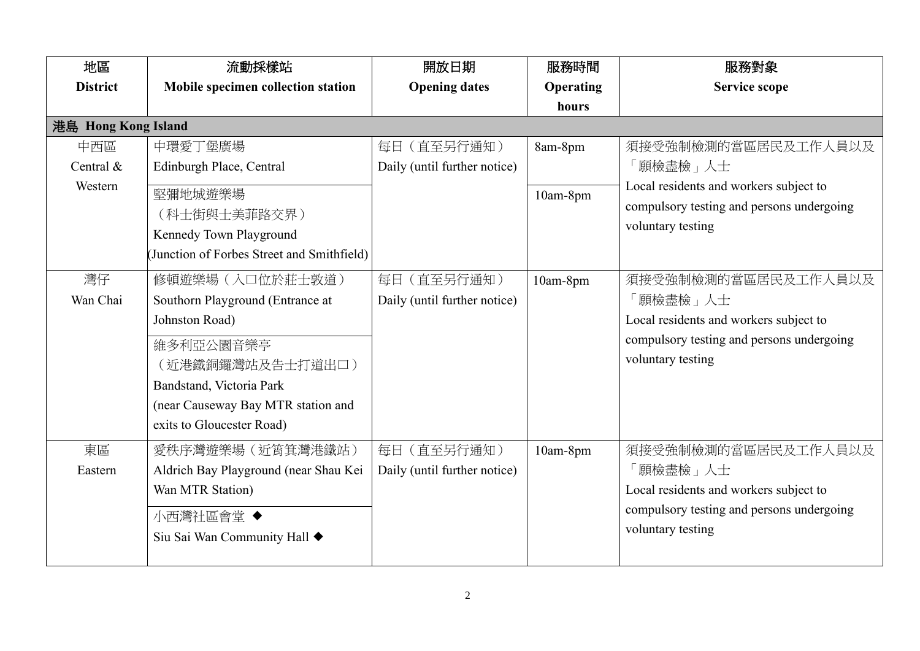| 地區<br>**District** | 流動採樣站<br>**Mobile specimen collection station** | 開放日期<br>**Opening dates** | 服務時間<br>**Operating hours** | 服務對象<br>**Service scope** |
|---|---|---|---|---|
| **港島 Hong Kong Island** | | | | |
| 中西區<br>Central & Western | 中環愛丁堡廣場<br>Edinburgh Place, Central | 每日（直至另行通知）<br>Daily (until further notice) | 8am-8pm | 須接受強制檢測的當區居民及工作人員以及「願檢盡檢」人士<br>Local residents and workers subject to compulsory testing and persons undergoing voluntary testing |
| | 堅彌地城遊樂場<br>（科士街與士美菲路交界）<br>Kennedy Town Playground<br>(Junction of Forbes Street and Smithfield) | | 10am-8pm | |
| 灣仔<br>Wan Chai | 修頓遊樂場（入口位於莊士敦道）<br>Southorn Playground (Entrance at Johnston Road) | 每日（直至另行通知）<br>Daily (until further notice) | 10am-8pm | 須接受強制檢測的當區居民及工作人員以及「願檢盡檢」人士<br>Local residents and workers subject to compulsory testing and persons undergoing voluntary testing |
| | 維多利亞公園音樂亭<br>（近港鐵銅鑼灣站及告士打道出口）<br>Bandstand, Victoria Park<br>(near Causeway Bay MTR station and exits to Gloucester Road) | | | |
| 東區<br>Eastern | 愛秩序灣遊樂場（近筲箕灣港鐵站）<br>Aldrich Bay Playground (near Shau Kei Wan MTR Station) | 每日（直至另行通知）<br>Daily (until further notice) | 10am-8pm | 須接受強制檢測的當區居民及工作人員以及「願檢盡檢」人士<br>Local residents and workers subject to compulsory testing and persons undergoing voluntary testing |
| | 小西灣社區會堂 ◆<br>Siu Sai Wan Community Hall ◆ | | | |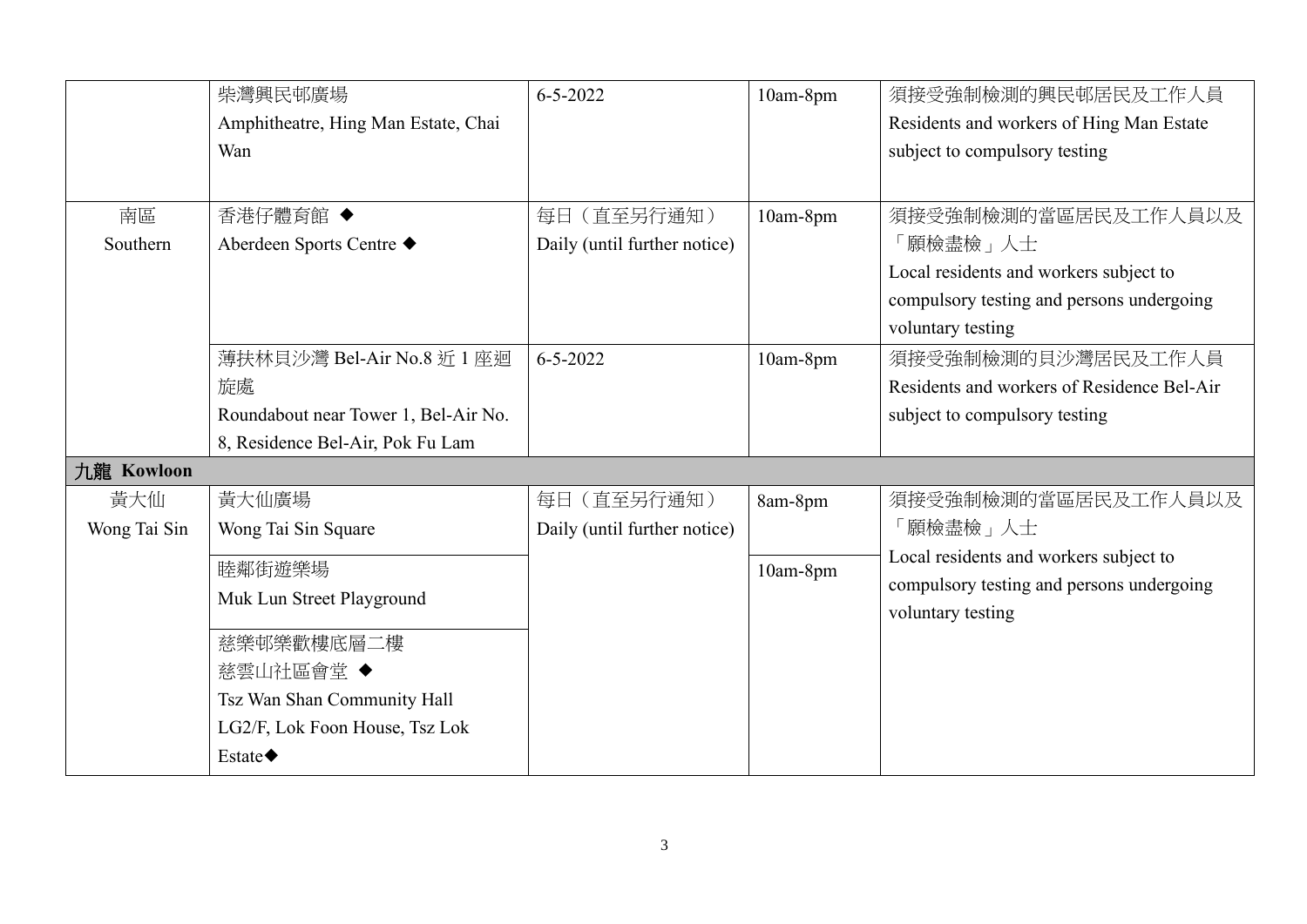| | | | | |
|---|---|---|---|---|
| | 柴灣興民邨廣場<br>Amphitheatre, Hing Man Estate, Chai Wan | 6-5-2022 | 10am-8pm | 須接受強制檢測的興民邨居民及工作人員<br>Residents and workers of Hing Man Estate subject to compulsory testing |
| 南區<br>Southern | 香港仔體育館 ◆<br>Aberdeen Sports Centre ◆ | 每日（直至另行通知）<br>Daily (until further notice) | 10am-8pm | 須接受強制檢測的當區居民及工作人員以及「願檢盡檢」人士<br>Local residents and workers subject to compulsory testing and persons undergoing voluntary testing |
| | 薄扶林貝沙灣 Bel-Air No.8 近 1 座迴旋處<br>Roundabout near Tower 1, Bel-Air No. 8, Residence Bel-Air, Pok Fu Lam | 6-5-2022 | 10am-8pm | 須接受強制檢測的貝沙灣居民及工作人員<br>Residents and workers of Residence Bel-Air subject to compulsory testing |
| **九龍 Kowloon** | | | | |
| 黃大仙<br>Wong Tai Sin | 黃大仙廣場<br>Wong Tai Sin Square | 每日（直至另行通知）<br>Daily (until further notice) | 8am-8pm | 須接受強制檢測的當區居民及工作人員以及「願檢盡檢」人士<br>Local residents and workers subject to compulsory testing and persons undergoing voluntary testing |
| | 睦鄰街遊樂場<br>Muk Lun Street Playground | | 10am-8pm | |
| | 慈樂邨樂歡樓底層二樓<br>慈雲山社區會堂 ◆<br>Tsz Wan Shan Community Hall<br>LG2/F, Lok Foon House, Tsz Lok Estate◆ | | | |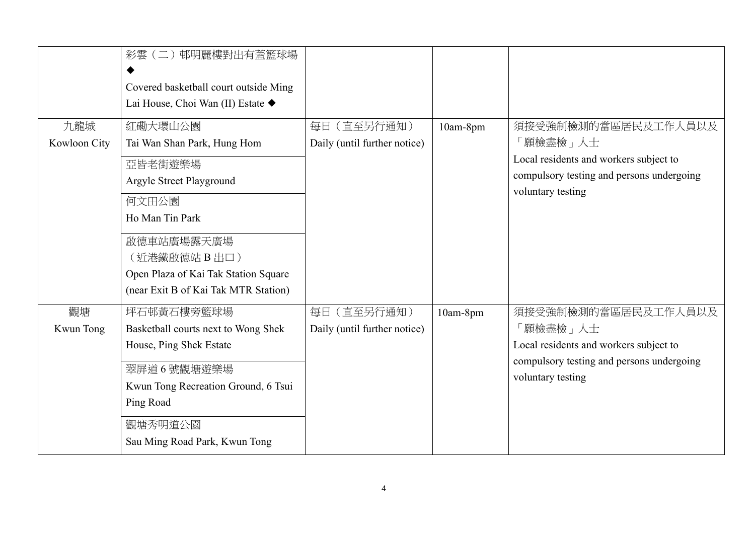| | | | | |
|---|---|---|---|---|
| | 彩雲（二）邨明麗樓對出有蓋籃球場 ◆<br>Covered basketball court outside Ming Lai House, Choi Wan (II) Estate ◆ | | | |
| 九龍城<br>Kowloon City | 紅磡大環山公園<br>Tai Wan Shan Park, Hung Hom | 每日（直至另行通知）<br>Daily (until further notice) | 10am-8pm | 須接受強制檢測的當區居民及工作人員以及「願檢盡檢」人士<br>Local residents and workers subject to compulsory testing and persons undergoing voluntary testing |
| | 亞皆老街遊樂場<br>Argyle Street Playground | | | |
| | 何文田公園<br>Ho Man Tin Park | | | |
| | 啟德車站廣場露天廣場<br>（近港鐵啟德站 B 出口）<br>Open Plaza of Kai Tak Station Square<br>(near Exit B of Kai Tak MTR Station) | | | |
| 觀塘<br>Kwun Tong | 坪石邨黃石樓旁籃球場<br>Basketball courts next to Wong Shek House, Ping Shek Estate | 每日（直至另行通知）<br>Daily (until further notice) | 10am-8pm | 須接受強制檢測的當區居民及工作人員以及「願檢盡檢」人士<br>Local residents and workers subject to compulsory testing and persons undergoing voluntary testing |
| | 翠屏道 6 號觀塘遊樂場<br>Kwun Tong Recreation Ground, 6 Tsui Ping Road | | | |
| | 觀塘秀明道公園<br>Sau Ming Road Park, Kwun Tong | | | |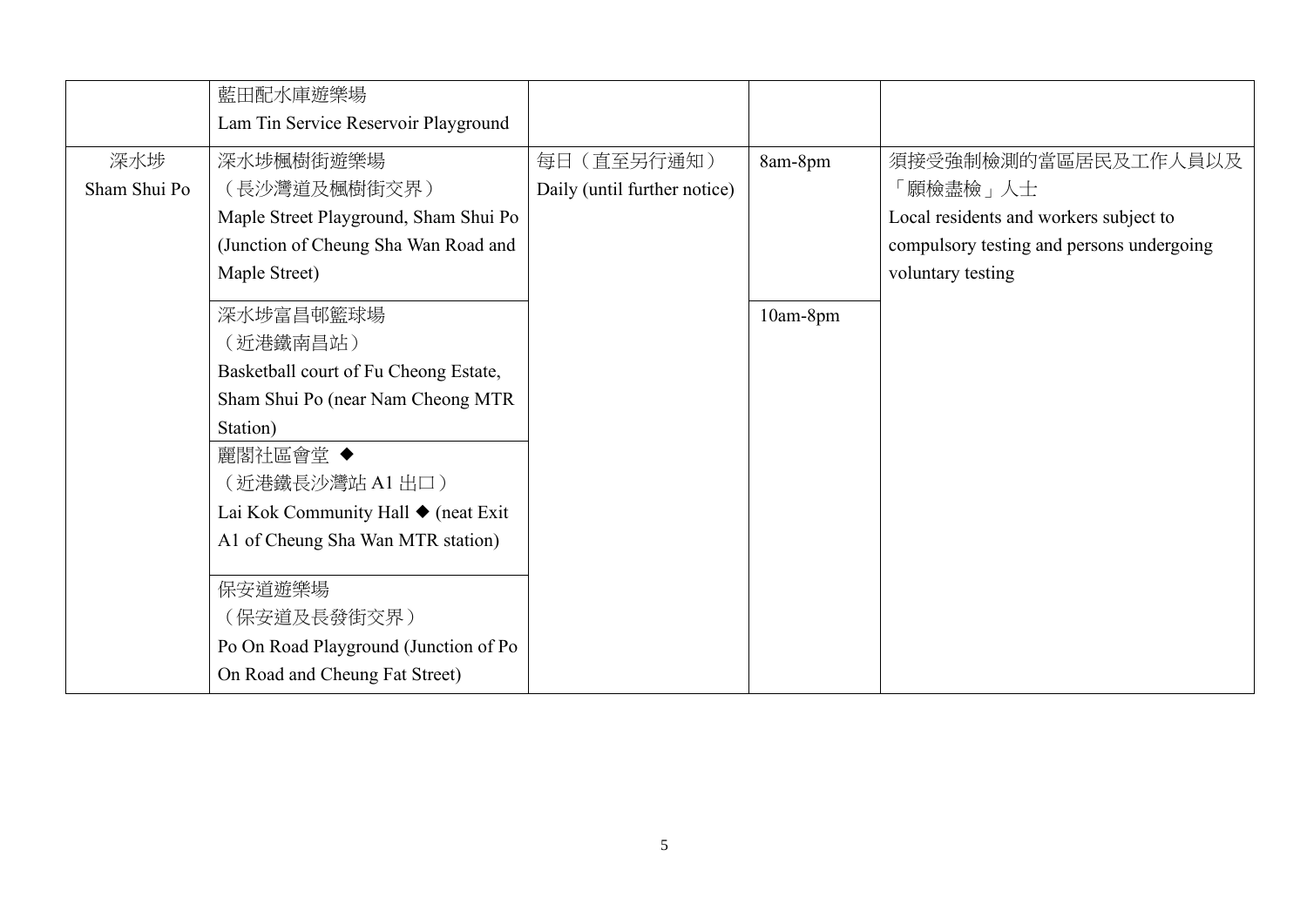| | | | | |
|---|---|---|---|---|
| | 藍田配水庫遊樂場<br>Lam Tin Service Reservoir Playground | | | |
| 深水埗<br>Sham Shui Po | 深水埗楓樹街遊樂場<br>（長沙灣道及楓樹街交界）<br>Maple Street Playground, Sham Shui Po (Junction of Cheung Sha Wan Road and Maple Street) | 每日（直至另行通知）<br>Daily (until further notice) | 8am-8pm | 須接受強制檢測的當區居民及工作人員以及「願檢盡檢」人士<br>Local residents and workers subject to compulsory testing and persons undergoing voluntary testing |
| | 深水埗富昌邨籃球場<br>（近港鐵南昌站）<br>Basketball court of Fu Cheong Estate, Sham Shui Po (near Nam Cheong MTR Station) | | 10am-8pm | |
| | 麗閣社區會堂 ◆<br>（近港鐵長沙灣站 A1 出口）<br>Lai Kok Community Hall ◆ (neat Exit A1 of Cheung Sha Wan MTR station) | | | |
| | 保安道遊樂場<br>（保安道及長發街交界）<br>Po On Road Playground (Junction of Po On Road and Cheung Fat Street) | | | |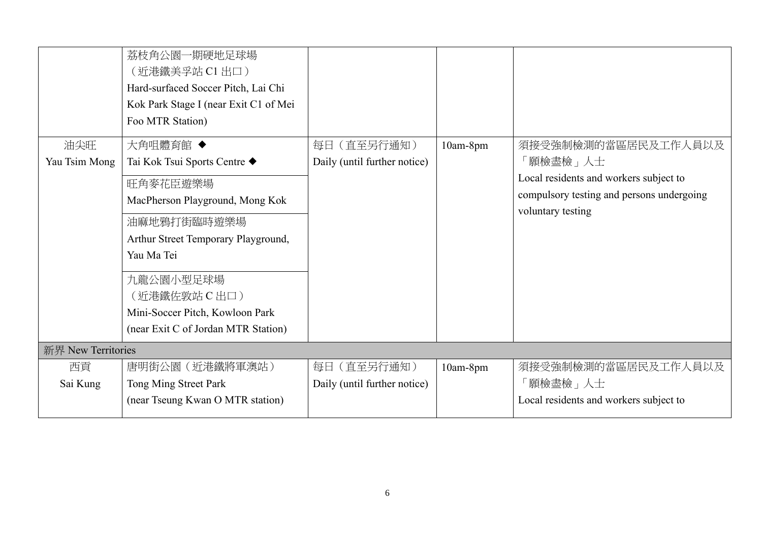| | | | | |
|---|---|---|---|---|
| | 荔枝角公園一期硬地足球場（近港鐵美孚站 C1 出口）<br>Hard-surfaced Soccer Pitch, Lai Chi Kok Park Stage I (near Exit C1 of Mei Foo MTR Station) | | | |
| 油尖旺<br>Yau Tsim Mong | 大角咀體育館 ◆<br>Tai Kok Tsui Sports Centre ◆ | 每日（直至另行通知）<br>Daily (until further notice) | 10am-8pm | 須接受強制檢測的當區居民及工作人員以及「願檢盡檢」人士<br>Local residents and workers subject to compulsory testing and persons undergoing voluntary testing |
| | 旺角麥花臣遊樂場<br>MacPherson Playground, Mong Kok | | | |
| | 油麻地鴉打街臨時遊樂場<br>Arthur Street Temporary Playground, Yau Ma Tei | | | |
| | 九龍公園小型足球場（近港鐵佐敦站 C 出口）<br>Mini-Soccer Pitch, Kowloon Park (near Exit C of Jordan MTR Station) | | | |
| 新界 New Territories | | | | |
| 西貢<br>Sai Kung | 唐明街公園（近港鐵將軍澳站）<br>Tong Ming Street Park (near Tseung Kwan O MTR station) | 每日（直至另行通知）<br>Daily (until further notice) | 10am-8pm | 須接受強制檢測的當區居民及工作人員以及「願檢盡檢」人士<br>Local residents and workers subject to |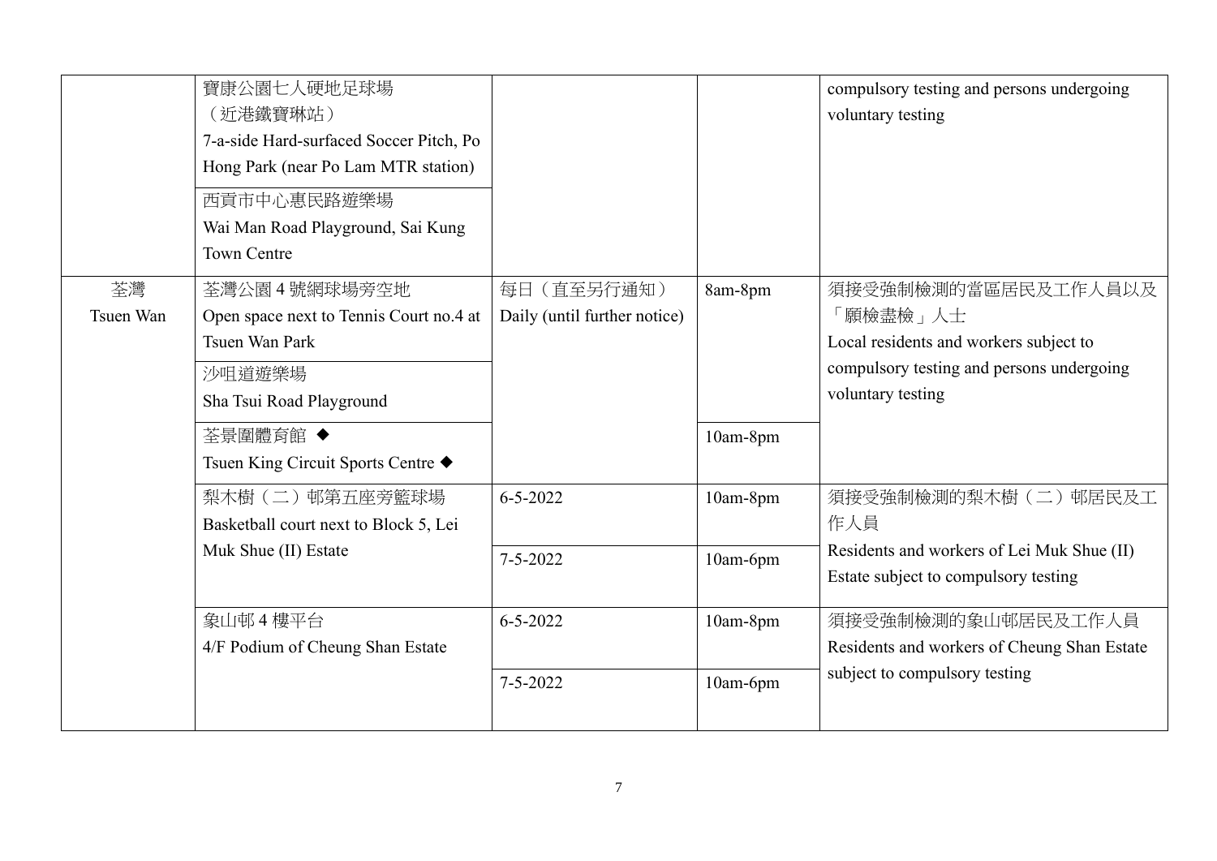| | | | | |
|---|---|---|---|---|
| | 寶康公園七人硬地足球場（近港鐵寶琳站）<br>7-a-side Hard-surfaced Soccer Pitch, Po Hong Park (near Po Lam MTR station) | | | compulsory testing and persons undergoing voluntary testing |
| | 西貢市中心惠民路遊樂場<br>Wai Man Road Playground, Sai Kung Town Centre | | | |
| 荃灣<br>Tsuen Wan | 荃灣公園 4 號網球場旁空地<br>Open space next to Tennis Court no.4 at Tsuen Wan Park | 每日（直至另行通知）<br>Daily (until further notice) | 8am-8pm | 須接受強制檢測的當區居民及工作人員以及「願檢盡檢」人士<br>Local residents and workers subject to compulsory testing and persons undergoing voluntary testing |
| | 沙咀道遊樂場<br>Sha Tsui Road Playground | | | |
| | 荃景圍體育館 ◆<br>Tsuen King Circuit Sports Centre ◆ | | 10am-8pm | |
| | 梨木樹（二）邨第五座旁籃球場<br>Basketball court next to Block 5, Lei Muk Shue (II) Estate | 6-5-2022 | 10am-8pm | 須接受強制檢測的梨木樹（二）邨居民及工作人員<br>Residents and workers of Lei Muk Shue (II) Estate subject to compulsory testing |
| | | 7-5-2022 | 10am-6pm | |
| | 象山邨 4 樓平台<br>4/F Podium of Cheung Shan Estate | 6-5-2022 | 10am-8pm | 須接受強制檢測的象山邨居民及工作人員<br>Residents and workers of Cheung Shan Estate subject to compulsory testing |
| | | 7-5-2022 | 10am-6pm | |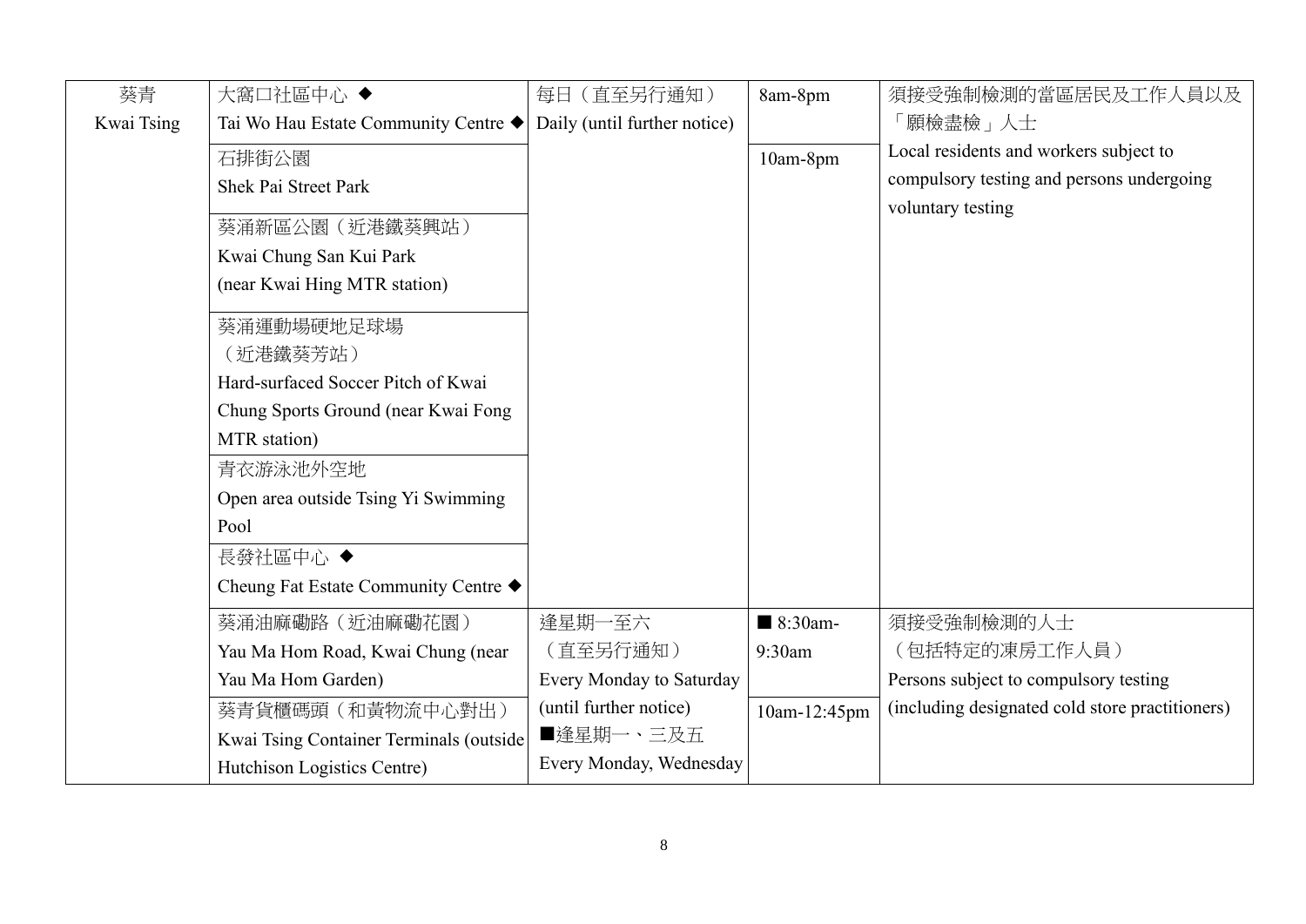| 葵青 Kwai Tsing | 大窩口社區中心 ◆ Tai Wo Hau Estate Community Centre ◆ | 每日（直至另行通知） Daily (until further notice) | 8am-8pm | 須接受強制檢測的當區居民及工作人員以及「願檢盡檢」人士 Local residents and workers subject to compulsory testing and persons undergoing voluntary testing |
|---|---|---|---|---|
| | 石排街公園 Shek Pai Street Park | | 10am-8pm | |
| | 葵涌新區公園（近港鐵葵興站） Kwai Chung San Kui Park (near Kwai Hing MTR station) | | | |
| | 葵涌運動場硬地足球場（近港鐵葵芳站） Hard-surfaced Soccer Pitch of Kwai Chung Sports Ground (near Kwai Fong MTR station) | | | |
| | 青衣游泳池外空地 Open area outside Tsing Yi Swimming Pool | | | |
| | 長發社區中心 ◆ Cheung Fat Estate Community Centre ◆ | | | |
| | 葵涌油麻磡路（近油麻磡花園） Yau Ma Hom Road, Kwai Chung (near Yau Ma Hom Garden) | 逢星期一至六（直至另行通知） Every Monday to Saturday (until further notice) ■逢星期一、三及五 Every Monday, Wednesday | ■ 8:30am-9:30am | 須接受強制檢測的人士（包括特定的凍房工作人員） Persons subject to compulsory testing (including designated cold store practitioners) |
| | 葵青貨櫃碼頭（和黃物流中心對出） Kwai Tsing Container Terminals (outside Hutchison Logistics Centre) | | 10am-12:45pm | |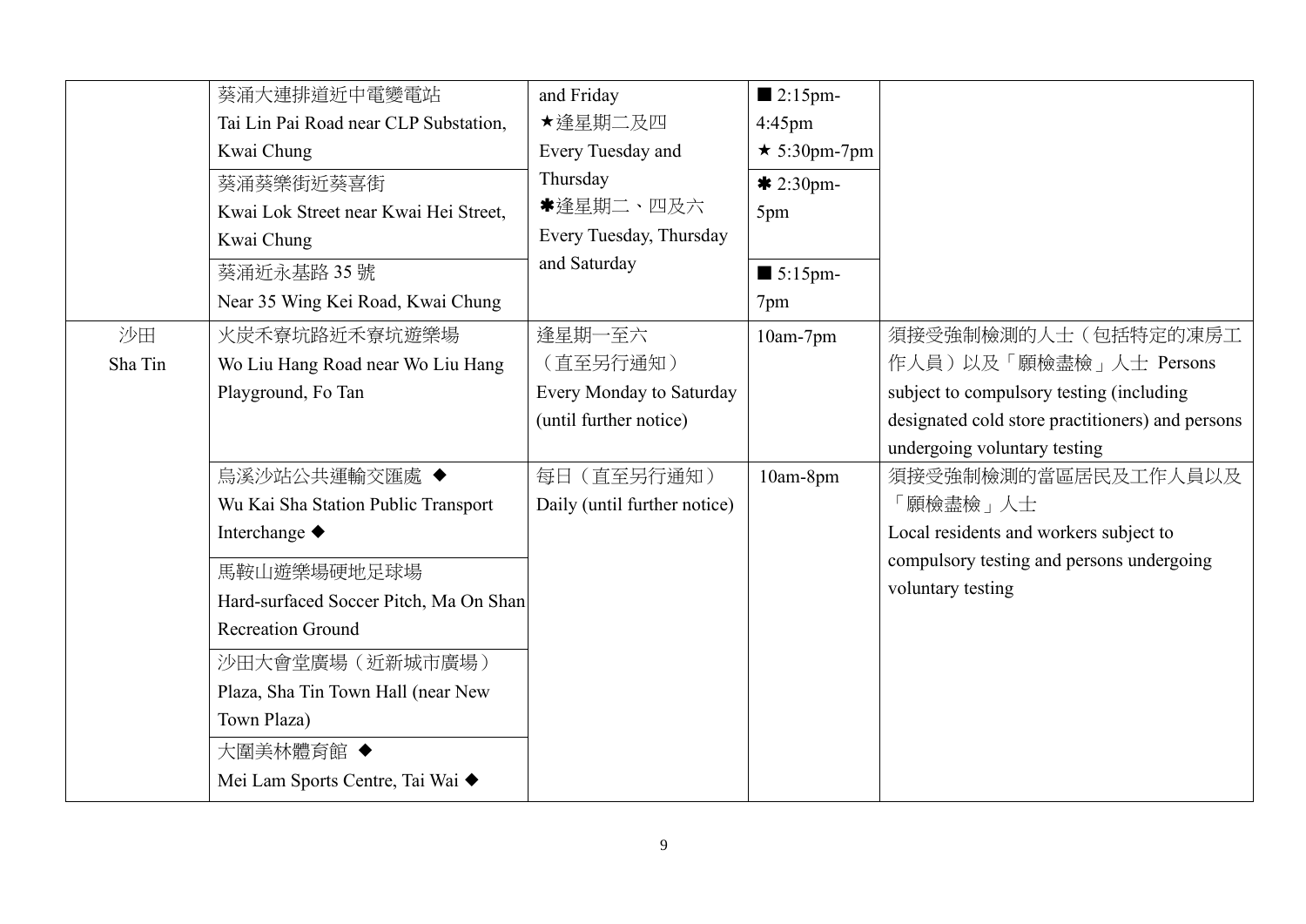| | | | | |
|---|---|---|---|---|
| | 葵涌大連排道近中電變電站<br>Tai Lin Pai Road near CLP Substation, Kwai Chung | and Friday<br>★逢星期二及四<br>Every Tuesday and Thursday<br>✱逢星期二、四及六<br>Every Tuesday, Thursday and Saturday | ■ 2:15pm-4:45pm<br>★ 5:30pm-7pm | |
| | 葵涌葵樂街近葵喜街<br>Kwai Lok Street near Kwai Hei Street, Kwai Chung | | ✱ 2:30pm-5pm | |
| | 葵涌近永基路 35 號<br>Near 35 Wing Kei Road, Kwai Chung | | ■ 5:15pm-7pm | |
| 沙田<br>Sha Tin | 火炭禾寮坑路近禾寮坑遊樂場<br>Wo Liu Hang Road near Wo Liu Hang Playground, Fo Tan | 逢星期一至六<br>（直至另行通知）<br>Every Monday to Saturday (until further notice) | 10am-7pm | 須接受強制檢測的人士（包括特定的凍房工作人員）以及「願檢盡檢」人士 Persons subject to compulsory testing (including designated cold store practitioners) and persons undergoing voluntary testing |
| | 烏溪沙站公共運輸交匯處 ◆<br>Wu Kai Sha Station Public Transport Interchange ◆ | 每日（直至另行通知）<br>Daily (until further notice) | 10am-8pm | 須接受強制檢測的當區居民及工作人員以及「願檢盡檢」人士<br>Local residents and workers subject to compulsory testing and persons undergoing voluntary testing |
| | 馬鞍山遊樂場硬地足球場<br>Hard-surfaced Soccer Pitch, Ma On Shan Recreation Ground | | | |
| | 沙田大會堂廣場（近新城市廣場）<br>Plaza, Sha Tin Town Hall (near New Town Plaza) | | | |
| | 大圍美林體育館 ◆<br>Mei Lam Sports Centre, Tai Wai ◆ | | | |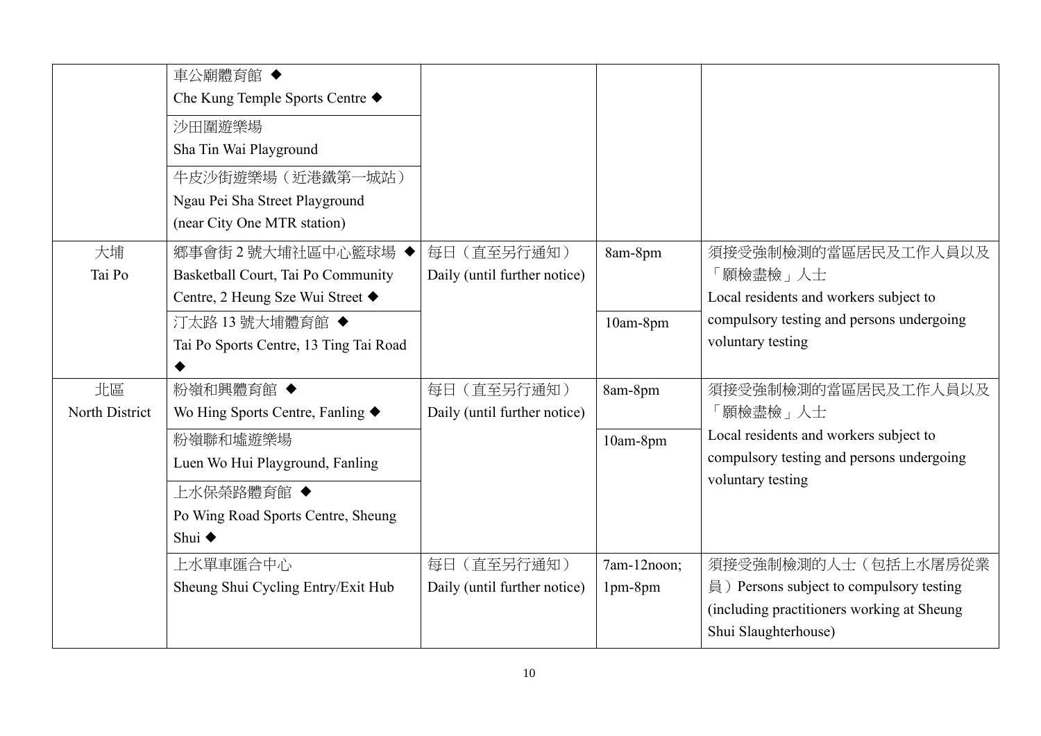| | | | | |
|---|---|---|---|---|
| | 車公廟體育館 ◆<br>Che Kung Temple Sports Centre ◆ | | | |
| | 沙田圍遊樂場<br>Sha Tin Wai Playground | | | |
| | 牛皮沙街遊樂場（近港鐵第一城站）<br>Ngau Pei Sha Street Playground<br>(near City One MTR station) | | | |
| 大埔<br>Tai Po | 鄉事會街 2 號大埔社區中心籃球場 ◆<br>Basketball Court, Tai Po Community Centre, 2 Heung Sze Wui Street ◆ | 每日（直至另行通知）<br>Daily (until further notice) | 8am-8pm | 須接受強制檢測的當區居民及工作人員以及「願檢盡檢」人士<br>Local residents and workers subject to compulsory testing and persons undergoing voluntary testing |
| | 汀太路 13 號大埔體育館 ◆<br>Tai Po Sports Centre, 13 Ting Tai Road ◆ | | 10am-8pm | |
| 北區<br>North District | 粉嶺和興體育館 ◆<br>Wo Hing Sports Centre, Fanling ◆ | 每日（直至另行通知）<br>Daily (until further notice) | 8am-8pm | 須接受強制檢測的當區居民及工作人員以及「願檢盡檢」人士<br>Local residents and workers subject to compulsory testing and persons undergoing voluntary testing |
| | 粉嶺聯和墟遊樂場<br>Luen Wo Hui Playground, Fanling | | 10am-8pm | |
| | 上水保榮路體育館 ◆<br>Po Wing Road Sports Centre, Sheung Shui ◆ | | | |
| | 上水單車匯合中心<br>Sheung Shui Cycling Entry/Exit Hub | 每日（直至另行通知）<br>Daily (until further notice) | 7am-12noon;<br>1pm-8pm | 須接受強制檢測的人士（包括上水屠房從業員）Persons subject to compulsory testing (including practitioners working at Sheung Shui Slaughterhouse) |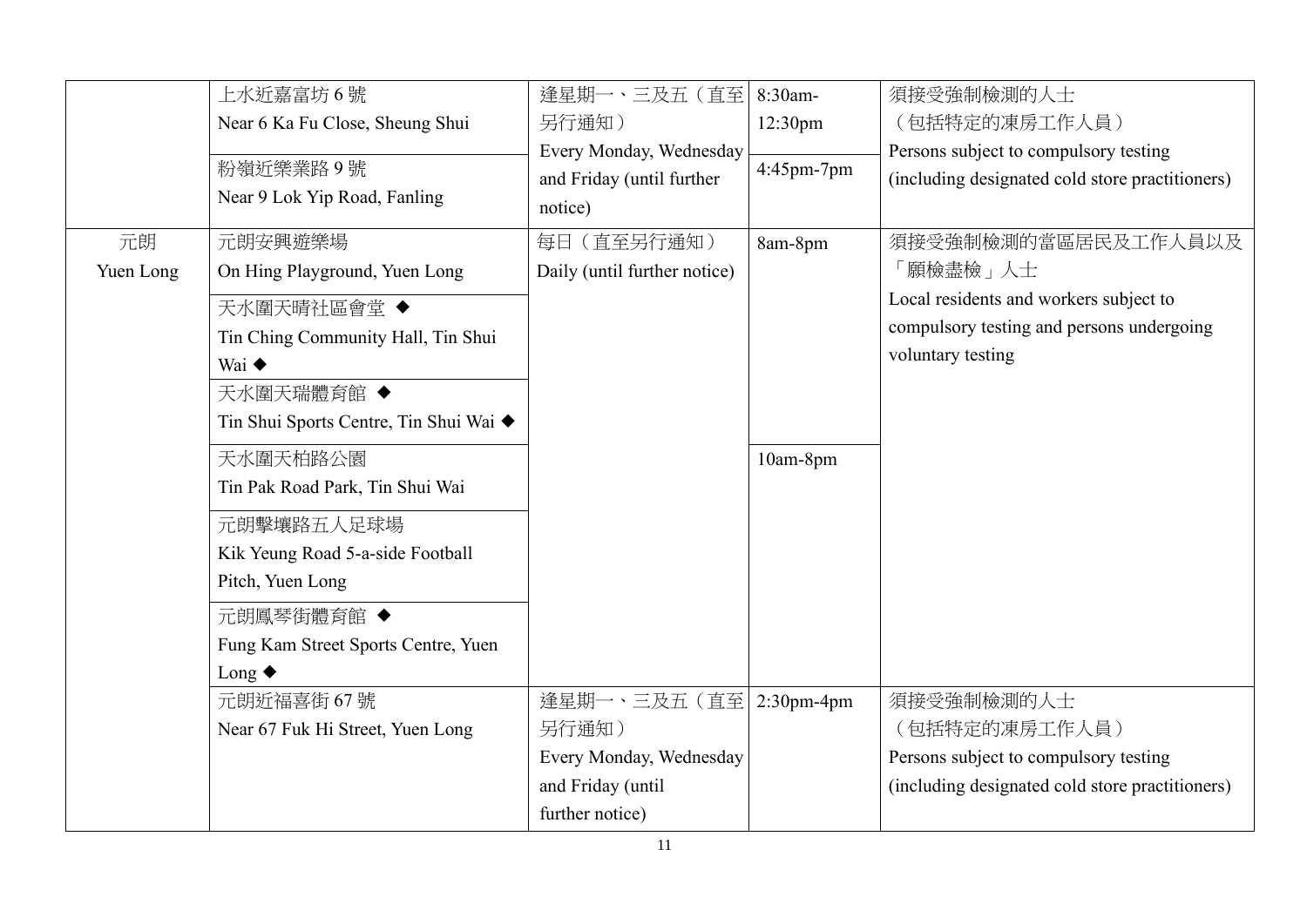| | | | | |
|---|---|---|---|---|
| | 上水近嘉富坊 6 號<br>Near 6 Ka Fu Close, Sheung Shui | 逢星期一、三及五（直至另行通知）<br>Every Monday, Wednesday and Friday (until further notice) | 8:30am-12:30pm | 須接受強制檢測的人士<br>（包括特定的凍房工作人員）<br>Persons subject to compulsory testing (including designated cold store practitioners) |
| | 粉嶺近樂業路 9 號<br>Near 9 Lok Yip Road, Fanling | | 4:45pm-7pm | |
| 元朗<br>Yuen Long | 元朗安興遊樂場<br>On Hing Playground, Yuen Long | 每日（直至另行通知）<br>Daily (until further notice) | 8am-8pm | 須接受強制檢測的當區居民及工作人員以及「願檢盡檢」人士<br>Local residents and workers subject to compulsory testing and persons undergoing voluntary testing |
| | 天水圍天晴社區會堂 ◆<br>Tin Ching Community Hall, Tin Shui Wai ◆ | | | |
| | 天水圍天瑞體育館 ◆<br>Tin Shui Sports Centre, Tin Shui Wai ◆ | | | |
| | 天水圍天柏路公園<br>Tin Pak Road Park, Tin Shui Wai | | 10am-8pm | |
| | 元朗擊壤路五人足球場<br>Kik Yeung Road 5-a-side Football Pitch, Yuen Long | | | |
| | 元朗鳳琴街體育館 ◆<br>Fung Kam Street Sports Centre, Yuen Long ◆ | | | |
| | 元朗近福喜街 67 號<br>Near 67 Fuk Hi Street, Yuen Long | 逢星期一、三及五（直至另行通知）<br>Every Monday, Wednesday and Friday (until further notice) | 2:30pm-4pm | 須接受強制檢測的人士<br>（包括特定的凍房工作人員）<br>Persons subject to compulsory testing (including designated cold store practitioners) |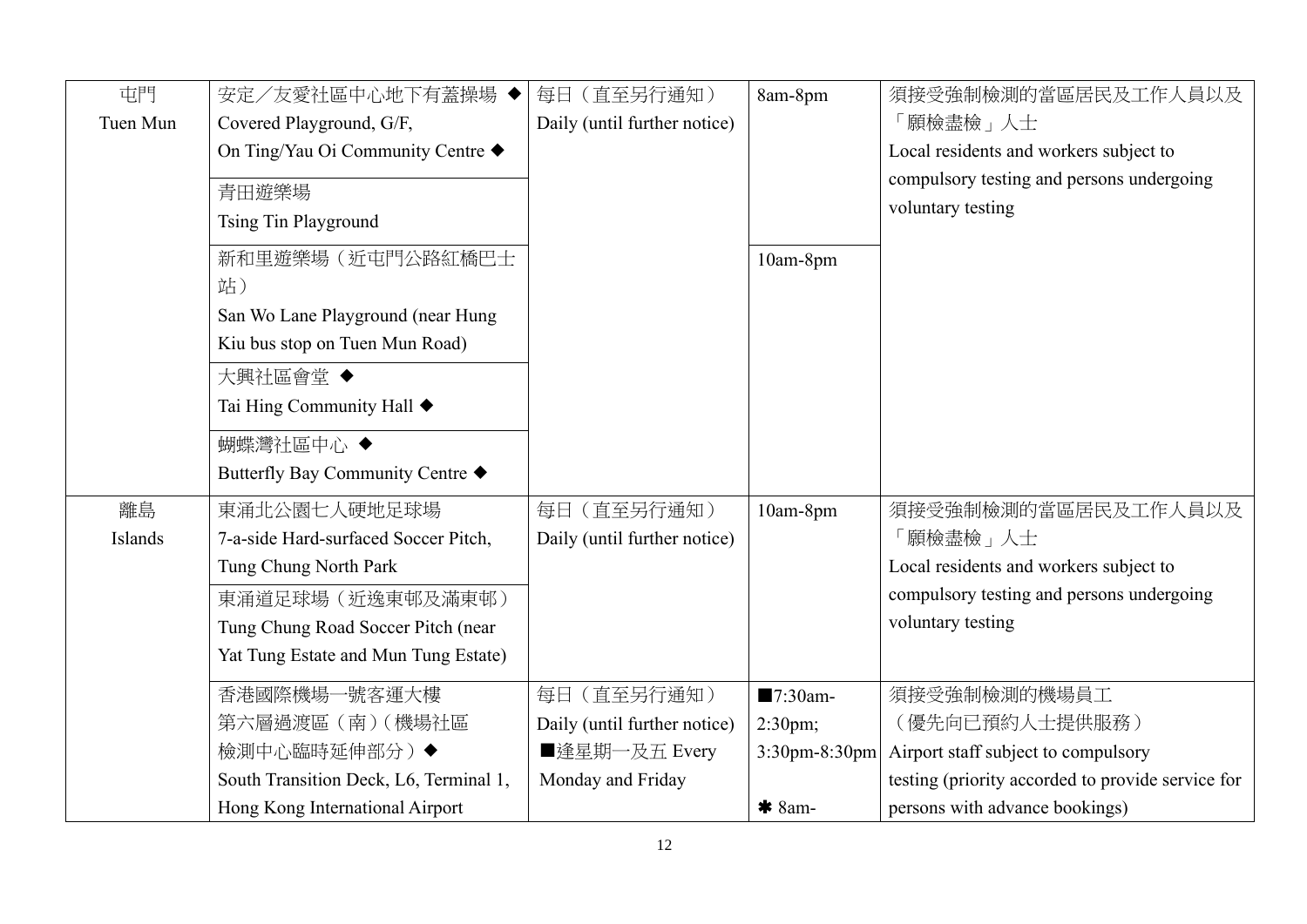| 屯門<br>Tuen Mun | 安定／友愛社區中心地下有蓋操場 ◆<br>Covered Playground, G/F,<br>On Ting/Yau Oi Community Centre ◆ | 每日（直至另行通知）<br>Daily (until further notice) | 8am-8pm | 須接受強制檢測的當區居民及工作人員以及「願檢盡檢」人士<br>Local residents and workers subject to compulsory testing and persons undergoing voluntary testing |
|---|---|---|---|---|
| | 青田遊樂場<br>Tsing Tin Playground | | | |
| | 新和里遊樂場（近屯門公路紅橋巴士站）<br>San Wo Lane Playground (near Hung Kiu bus stop on Tuen Mun Road) | | 10am-8pm | |
| | 大興社區會堂 ◆<br>Tai Hing Community Hall ◆ | | | |
| | 蝴蝶灣社區中心 ◆<br>Butterfly Bay Community Centre ◆ | | | |
| 離島<br>Islands | 東涌北公園七人硬地足球場<br>7-a-side Hard-surfaced Soccer Pitch, Tung Chung North Park | 每日（直至另行通知）<br>Daily (until further notice) | 10am-8pm | 須接受強制檢測的當區居民及工作人員以及「願檢盡檢」人士<br>Local residents and workers subject to compulsory testing and persons undergoing voluntary testing |
| | 東涌道足球場（近逸東邨及滿東邨）<br>Tung Chung Road Soccer Pitch (near Yat Tung Estate and Mun Tung Estate) | | | |
| | 香港國際機場一號客運大樓第六層過渡區（南）（機場社區檢測中心臨時延伸部分）◆<br>South Transition Deck, L6, Terminal 1, Hong Kong International Airport | 每日（直至另行通知）<br>Daily (until further notice)<br>■逢星期一及五 Every Monday and Friday | ■7:30am-2:30pm; 3:30pm-8:30pm<br><br>✱ 8am- | 須接受強制檢測的機場員工（優先向已預約人士提供服務）<br>Airport staff subject to compulsory testing (priority accorded to provide service for persons with advance bookings) |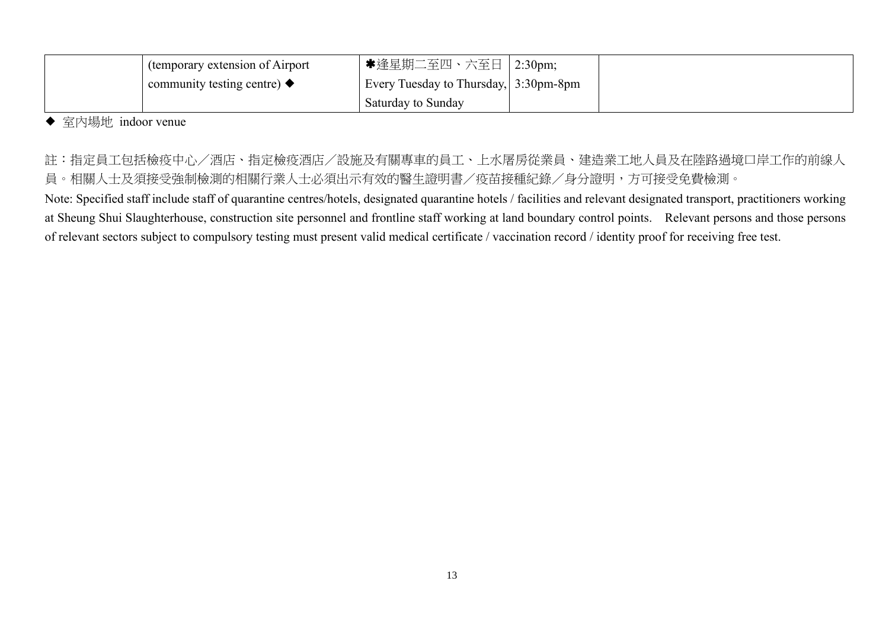| | | | | |
|---|---|---|---|---|
| | (temporary extension of Airport community testing centre) ◆ | ✱逢星期二至四、六至日 Every Tuesday to Thursday, Saturday to Sunday | 2:30pm; 3:30pm-8pm | |

◆ 室內場地 indoor venue

註：指定員工包括檢疫中心／酒店、指定檢疫酒店／設施及有關專車的員工、上水屠房從業員、建造業工地人員及在陸路過境口岸工作的前線人員。相關人士及須接受強制檢測的相關行業人士必須出示有效的醫生證明書／疫苗接種紀錄／身分證明，方可接受免費檢測。

Note: Specified staff include staff of quarantine centres/hotels, designated quarantine hotels / facilities and relevant designated transport, practitioners working at Sheung Shui Slaughterhouse, construction site personnel and frontline staff working at land boundary control points. Relevant persons and those persons of relevant sectors subject to compulsory testing must present valid medical certificate / vaccination record / identity proof for receiving free test.